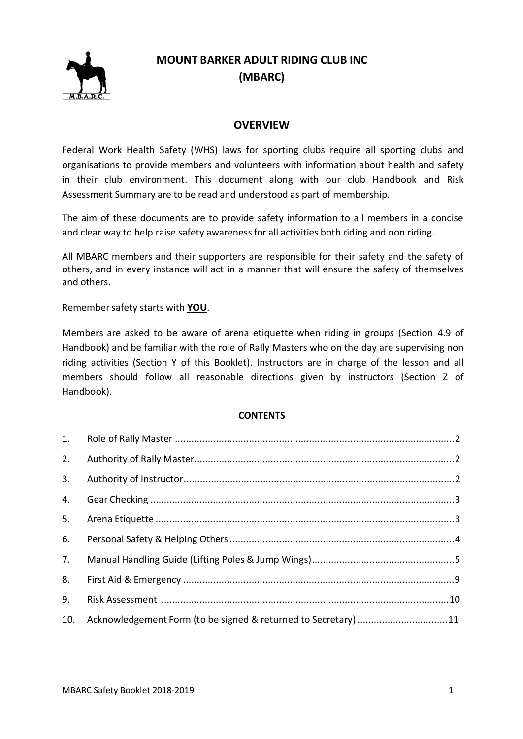# MOUNT BARKER ADULT RIDING CLUB INC (MBARC)

## OVERVIEW

Federal Work Health Safety (WHS) laws for sporting clubs require all sporting clubs and organisations to provide members and volunteers with information about health and safety in their club environment. This document along with our club Handbook and Risk Assessment Summary are to be read and understood as part of membership.

The aim of these documents are to provide safety information to all members in a concise and clear way to help raise safety awareness for all activities both riding and non riding.

All MBARC members and their supporters are responsible for their safety and the safety of others, and in every instance will act in a manner that will ensure the safety of themselves and others.

Remember safety starts with **YOU**.

Members are asked to be aware of arena etiquette when riding in groups (Section 4.9 of Handbook) and be familiar with the role of Rally Masters who on the day are supervising non riding activities (Section Y of this Booklet). Instructors are in charge of the lesson and all members should follow all reasonable directions given by instructors (Section Z of Handbook).

### CONTENTS

1. Role of Rally Master ....................................................................... 2
2. Authority of Rally Master ................................................................. 2
3. Authority of Instructor ..................................................................... 2
4. Gear Checking ................................................................................ 3
5. Arena Etiquette ............................................................................... 3
6. Personal Safety & Helping Others ................................................... 4
7. Manual Handling Guide (Lifting Poles & Jump Wings) ...................... 5
8. First Aid & Emergency ..................................................................... 9
9. Risk Assessment ............................................................................ 10
10. Acknowledgement Form (to be signed & returned to Secretary) ........ 11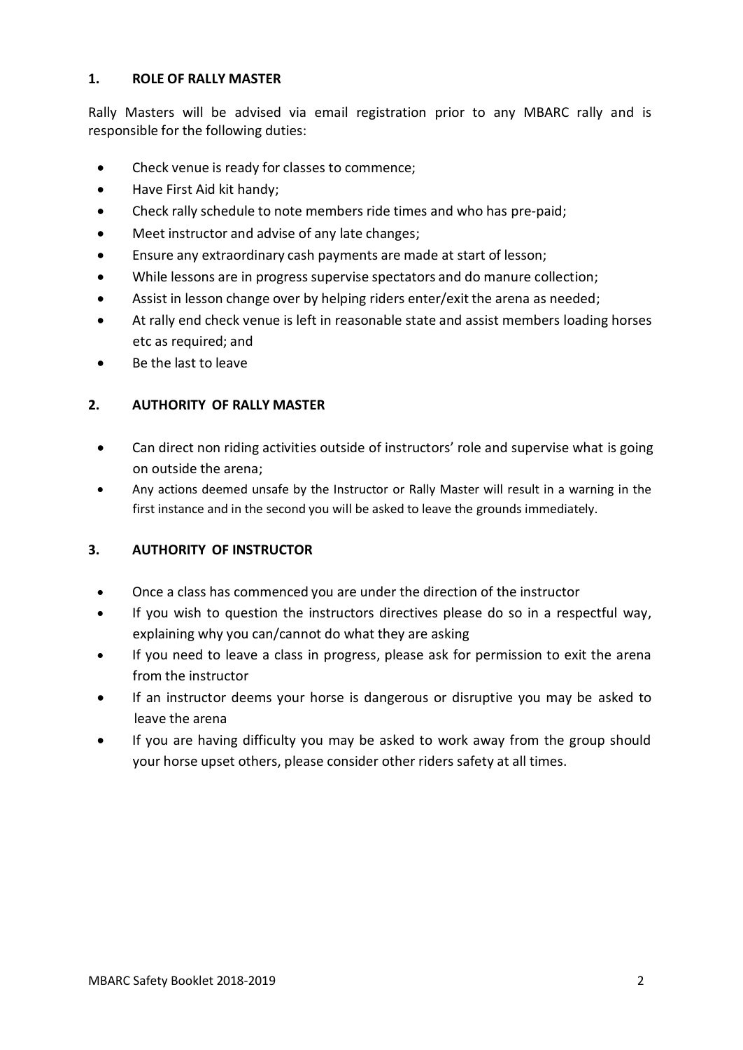## 1. ROLE OF RALLY MASTER

Rally Masters will be advised via email registration prior to any MBARC rally and is responsible for the following duties:

- Check venue is ready for classes to commence;
- Have First Aid kit handy;
- Check rally schedule to note members ride times and who has pre-paid;
- Meet instructor and advise of any late changes;
- Ensure any extraordinary cash payments are made at start of lesson;
- While lessons are in progress supervise spectators and do manure collection;
- Assist in lesson change over by helping riders enter/exit the arena as needed;
- At rally end check venue is left in reasonable state and assist members loading horses etc as required; and
- Be the last to leave

## 2. AUTHORITY OF RALLY MASTER

- Can direct non riding activities outside of instructors' role and supervise what is going on outside the arena;
- Any actions deemed unsafe by the Instructor or Rally Master will result in a warning in the first instance and in the second you will be asked to leave the grounds immediately.

## 3. AUTHORITY OF INSTRUCTOR

- Once a class has commenced you are under the direction of the instructor
- If you wish to question the instructors directives please do so in a respectful way, explaining why you can/cannot do what they are asking
- If you need to leave a class in progress, please ask for permission to exit the arena from the instructor
- If an instructor deems your horse is dangerous or disruptive you may be asked to leave the arena
- If you are having difficulty you may be asked to work away from the group should your horse upset others, please consider other riders safety at all times.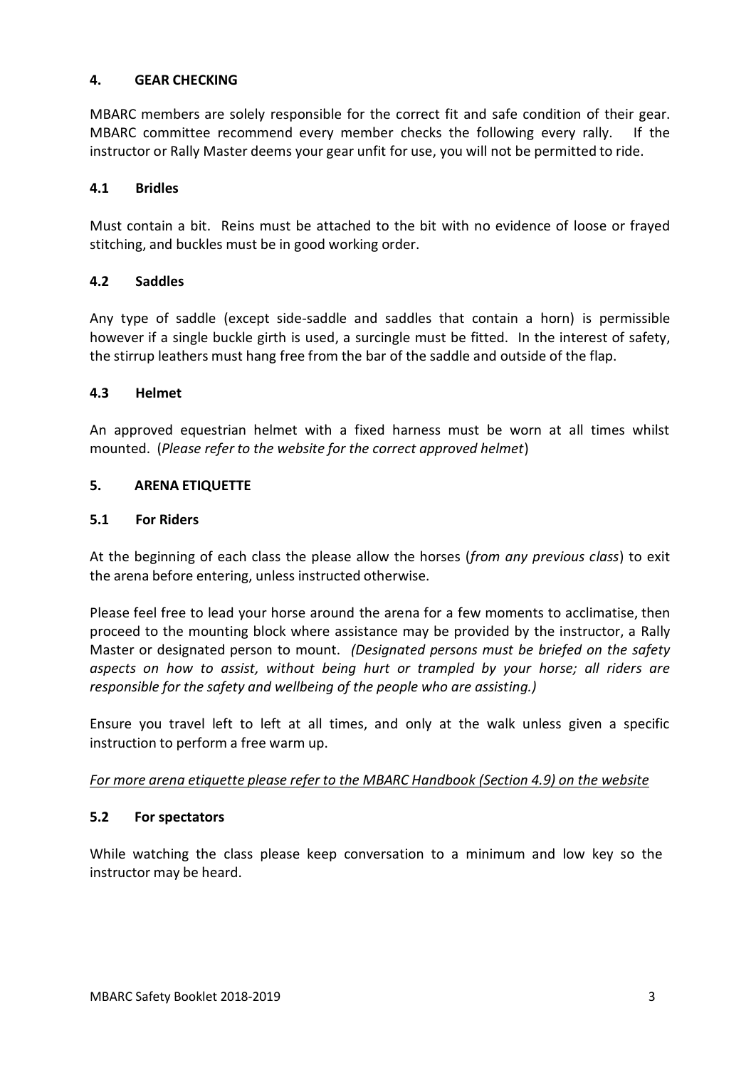## 4. GEAR CHECKING

MBARC members are solely responsible for the correct fit and safe condition of their gear. MBARC committee recommend every member checks the following every rally. If the instructor or Rally Master deems your gear unfit for use, you will not be permitted to ride.

### 4.1 Bridles

Must contain a bit. Reins must be attached to the bit with no evidence of loose or frayed stitching, and buckles must be in good working order.

### 4.2 Saddles

Any type of saddle (except side-saddle and saddles that contain a horn) is permissible however if a single buckle girth is used, a surcingle must be fitted. In the interest of safety, the stirrup leathers must hang free from the bar of the saddle and outside of the flap.

### 4.3 Helmet

An approved equestrian helmet with a fixed harness must be worn at all times whilst mounted. (*Please refer to the website for the correct approved helmet*)

## 5. ARENA ETIQUETTE

### 5.1 For Riders

At the beginning of each class the please allow the horses (*from any previous class*) to exit the arena before entering, unless instructed otherwise.

Please feel free to lead your horse around the arena for a few moments to acclimatise, then proceed to the mounting block where assistance may be provided by the instructor, a Rally Master or designated person to mount. *(Designated persons must be briefed on the safety aspects on how to assist, without being hurt or trampled by your horse; all riders are responsible for the safety and wellbeing of the people who are assisting.)*

Ensure you travel left to left at all times, and only at the walk unless given a specific instruction to perform a free warm up.

*For more arena etiquette please refer to the MBARC Handbook (Section 4.9) on the website*

### 5.2 For spectators

While watching the class please keep conversation to a minimum and low key so the instructor may be heard.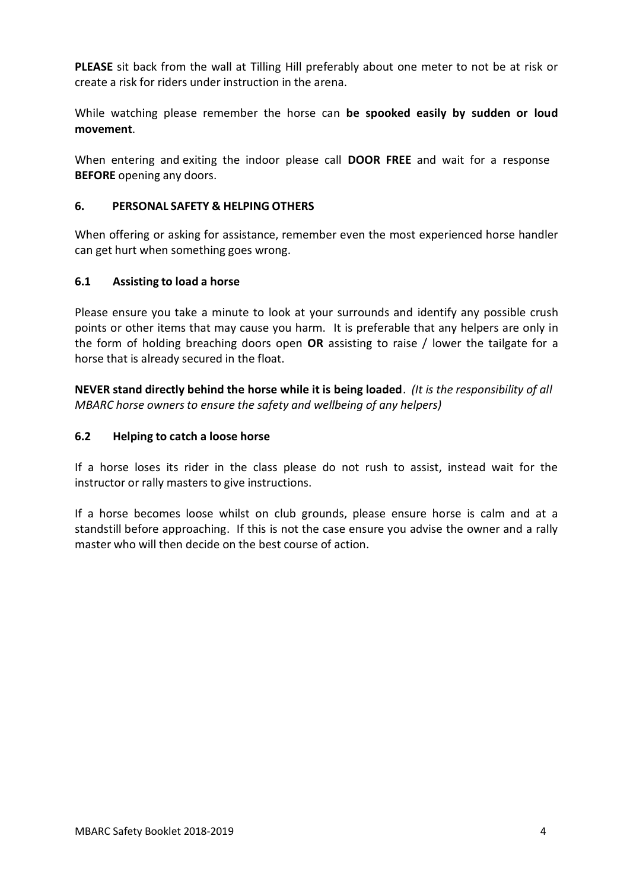**PLEASE** sit back from the wall at Tilling Hill preferably about one meter to not be at risk or create a risk for riders under instruction in the arena.

While watching please remember the horse can **be spooked easily by sudden or loud movement**.

When entering and exiting the indoor please call **DOOR FREE** and wait for a response **BEFORE** opening any doors.

## 6. PERSONAL SAFETY & HELPING OTHERS

When offering or asking for assistance, remember even the most experienced horse handler can get hurt when something goes wrong.

### 6.1 Assisting to load a horse

Please ensure you take a minute to look at your surrounds and identify any possible crush points or other items that may cause you harm. It is preferable that any helpers are only in the form of holding breaching doors open **OR** assisting to raise / lower the tailgate for a horse that is already secured in the float.

**NEVER stand directly behind the horse while it is being loaded**. *(It is the responsibility of all MBARC horse owners to ensure the safety and wellbeing of any helpers)*

### 6.2 Helping to catch a loose horse

If a horse loses its rider in the class please do not rush to assist, instead wait for the instructor or rally masters to give instructions.

If a horse becomes loose whilst on club grounds, please ensure horse is calm and at a standstill before approaching. If this is not the case ensure you advise the owner and a rally master who will then decide on the best course of action.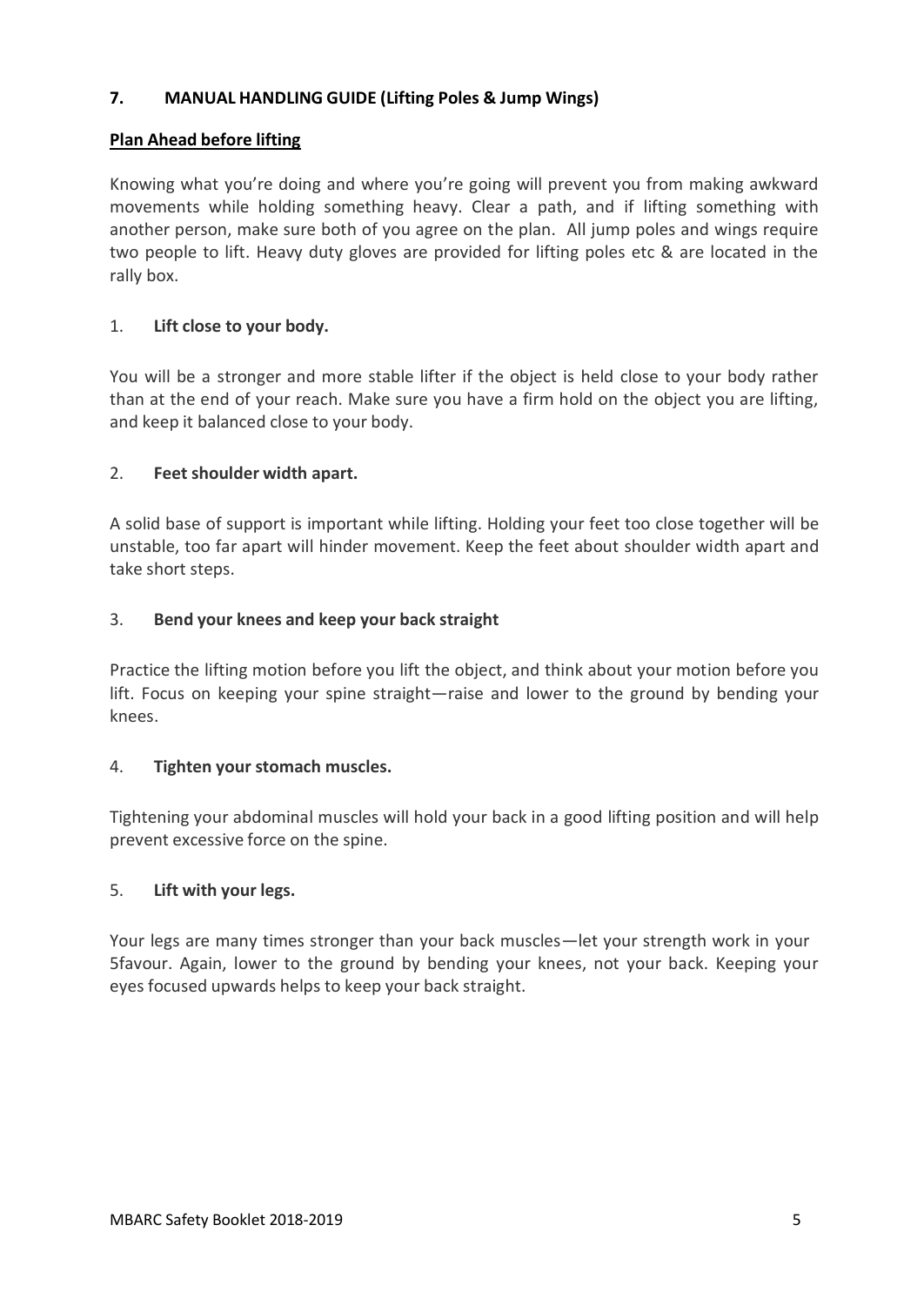## 7. MANUAL HANDLING GUIDE (Lifting Poles & Jump Wings)

**Plan Ahead before lifting**

Knowing what you're doing and where you're going will prevent you from making awkward movements while holding something heavy. Clear a path, and if lifting something with another person, make sure both of you agree on the plan. All jump poles and wings require two people to lift. Heavy duty gloves are provided for lifting poles etc & are located in the rally box.

1. **Lift close to your body.**

You will be a stronger and more stable lifter if the object is held close to your body rather than at the end of your reach. Make sure you have a firm hold on the object you are lifting, and keep it balanced close to your body.

2. **Feet shoulder width apart.**

A solid base of support is important while lifting. Holding your feet too close together will be unstable, too far apart will hinder movement. Keep the feet about shoulder width apart and take short steps.

3. **Bend your knees and keep your back straight**

Practice the lifting motion before you lift the object, and think about your motion before you lift. Focus on keeping your spine straight—raise and lower to the ground by bending your knees.

4. **Tighten your stomach muscles.**

Tightening your abdominal muscles will hold your back in a good lifting position and will help prevent excessive force on the spine.

5. **Lift with your legs.**

Your legs are many times stronger than your back muscles—let your strength work in your 5favour. Again, lower to the ground by bending your knees, not your back. Keeping your eyes focused upwards helps to keep your back straight.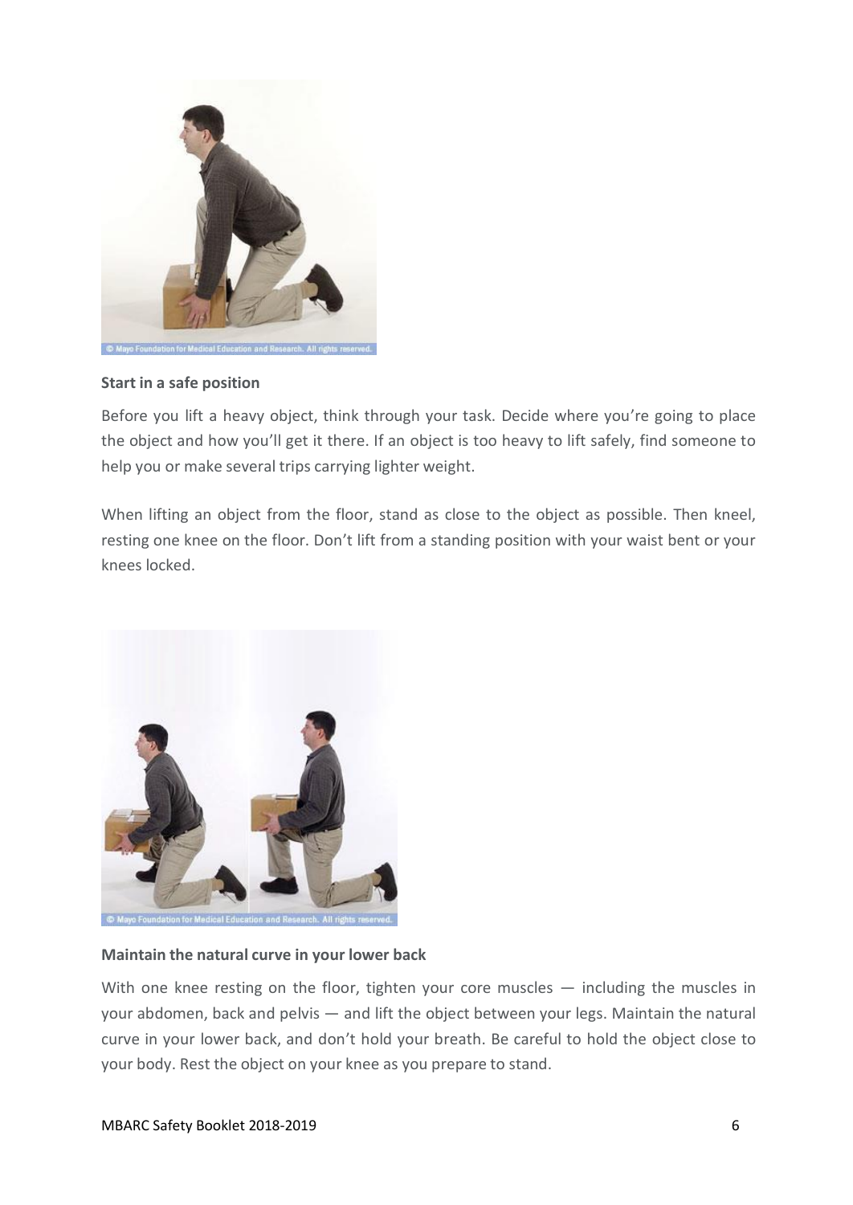**Start in a safe position**

Before you lift a heavy object, think through your task. Decide where you're going to place the object and how you'll get it there. If an object is too heavy to lift safely, find someone to help you or make several trips carrying lighter weight.

When lifting an object from the floor, stand as close to the object as possible. Then kneel, resting one knee on the floor. Don't lift from a standing position with your waist bent or your knees locked.

**Maintain the natural curve in your lower back**

With one knee resting on the floor, tighten your core muscles — including the muscles in your abdomen, back and pelvis — and lift the object between your legs. Maintain the natural curve in your lower back, and don't hold your breath. Be careful to hold the object close to your body. Rest the object on your knee as you prepare to stand.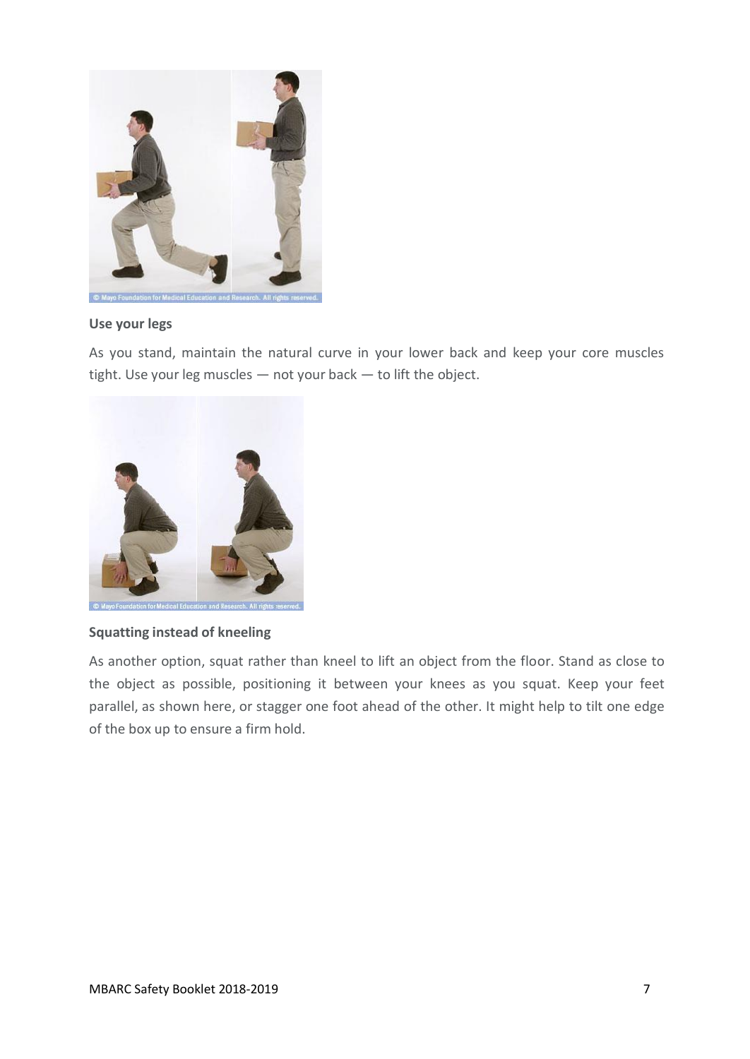**Use your legs**

As you stand, maintain the natural curve in your lower back and keep your core muscles tight. Use your leg muscles — not your back — to lift the object.

**Squatting instead of kneeling**

As another option, squat rather than kneel to lift an object from the floor. Stand as close to the object as possible, positioning it between your knees as you squat. Keep your feet parallel, as shown here, or stagger one foot ahead of the other. It might help to tilt one edge of the box up to ensure a firm hold.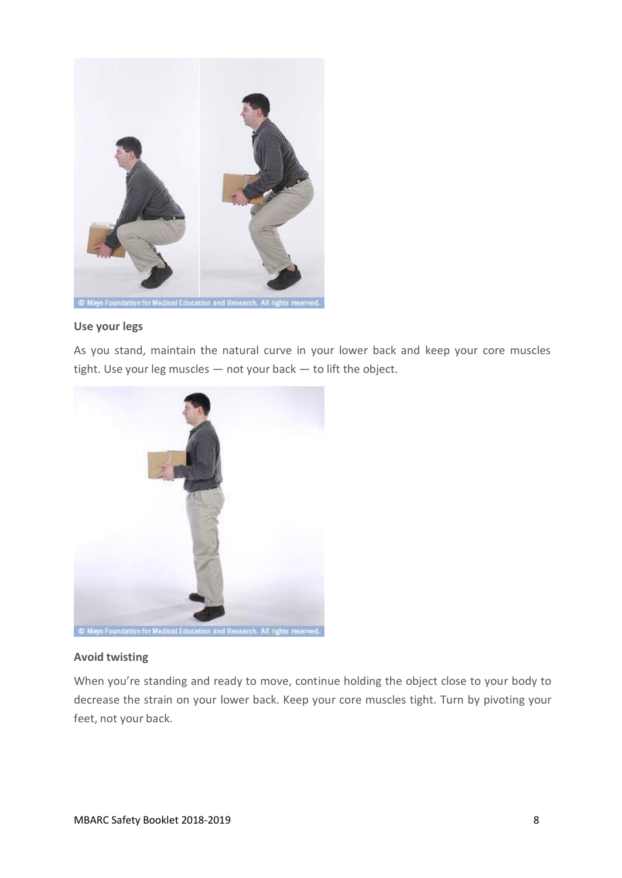**Use your legs**

As you stand, maintain the natural curve in your lower back and keep your core muscles tight. Use your leg muscles — not your back — to lift the object.

**Avoid twisting**

When you're standing and ready to move, continue holding the object close to your body to decrease the strain on your lower back. Keep your core muscles tight. Turn by pivoting your feet, not your back.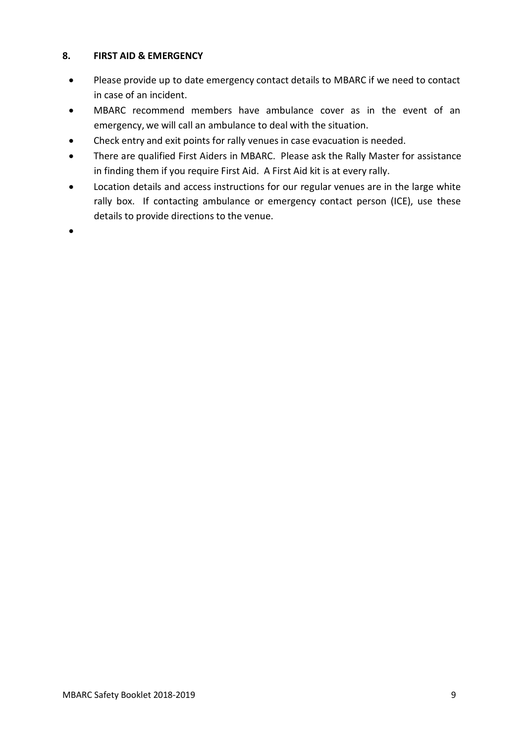## 8. FIRST AID & EMERGENCY

- Please provide up to date emergency contact details to MBARC if we need to contact in case of an incident.
- MBARC recommend members have ambulance cover as in the event of an emergency, we will call an ambulance to deal with the situation.
- Check entry and exit points for rally venues in case evacuation is needed.
- There are qualified First Aiders in MBARC. Please ask the Rally Master for assistance in finding them if you require First Aid. A First Aid kit is at every rally.
- Location details and access instructions for our regular venues are in the large white rally box. If contacting ambulance or emergency contact person (ICE), use these details to provide directions to the venue.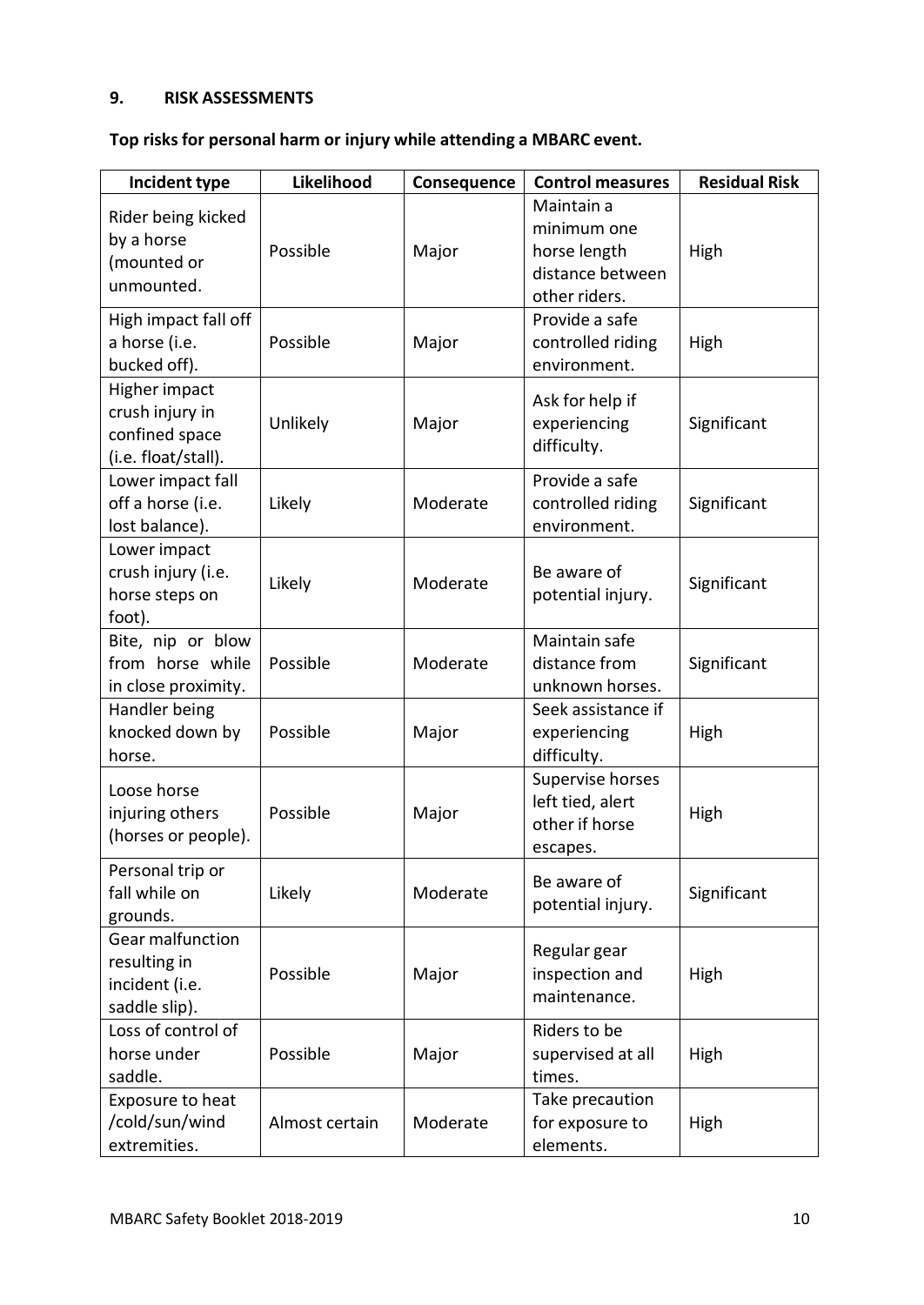## 9. RISK ASSESSMENTS

**Top risks for personal harm or injury while attending a MBARC event.**

| Incident type | Likelihood | Consequence | Control measures | Residual Risk |
|---|---|---|---|---|
| Rider being kicked by a horse (mounted or unmounted. | Possible | Major | Maintain a minimum one horse length distance between other riders. | High |
| High impact fall off a horse (i.e. bucked off). | Possible | Major | Provide a safe controlled riding environment. | High |
| Higher impact crush injury in confined space (i.e. float/stall). | Unlikely | Major | Ask for help if experiencing difficulty. | Significant |
| Lower impact fall off a horse (i.e. lost balance). | Likely | Moderate | Provide a safe controlled riding environment. | Significant |
| Lower impact crush injury (i.e. horse steps on foot). | Likely | Moderate | Be aware of potential injury. | Significant |
| Bite, nip or blow from horse while in close proximity. | Possible | Moderate | Maintain safe distance from unknown horses. | Significant |
| Handler being knocked down by horse. | Possible | Major | Seek assistance if experiencing difficulty. | High |
| Loose horse injuring others (horses or people). | Possible | Major | Supervise horses left tied, alert other if horse escapes. | High |
| Personal trip or fall while on grounds. | Likely | Moderate | Be aware of potential injury. | Significant |
| Gear malfunction resulting in incident (i.e. saddle slip). | Possible | Major | Regular gear inspection and maintenance. | High |
| Loss of control of horse under saddle. | Possible | Major | Riders to be supervised at all times. | High |
| Exposure to heat /cold/sun/wind extremities. | Almost certain | Moderate | Take precaution for exposure to elements. | High |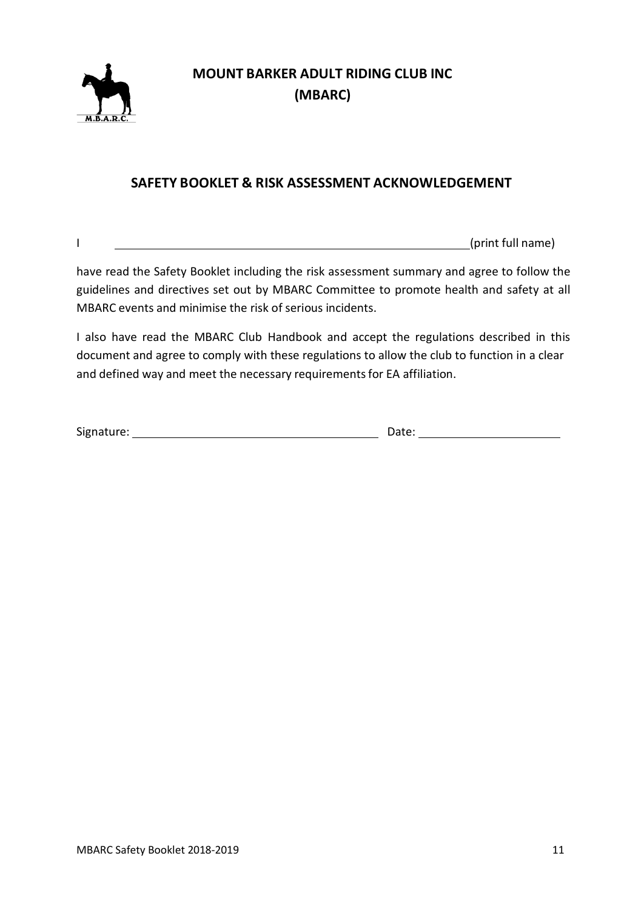# MOUNT BARKER ADULT RIDING CLUB INC (MBARC)

## SAFETY BOOKLET & RISK ASSESSMENT ACKNOWLEDGEMENT

I \_\_\_\_\_\_\_\_\_\_\_\_\_\_\_\_\_\_\_\_\_\_\_\_\_\_\_\_\_\_\_\_\_\_\_\_\_\_\_\_\_\_\_\_\_\_\_\_\_\_\_\_\_\_ (print full name)

have read the Safety Booklet including the risk assessment summary and agree to follow the guidelines and directives set out by MBARC Committee to promote health and safety at all MBARC events and minimise the risk of serious incidents.

I also have read the MBARC Club Handbook and accept the regulations described in this document and agree to comply with these regulations to allow the club to function in a clear and defined way and meet the necessary requirements for EA affiliation.

Signature: \_\_\_\_\_\_\_\_\_\_\_\_\_\_\_\_\_\_\_\_\_\_\_\_\_\_\_\_\_\_\_\_\_\_\_\_ Date: \_\_\_\_\_\_\_\_\_\_\_\_\_\_\_\_\_\_\_\_\_\_